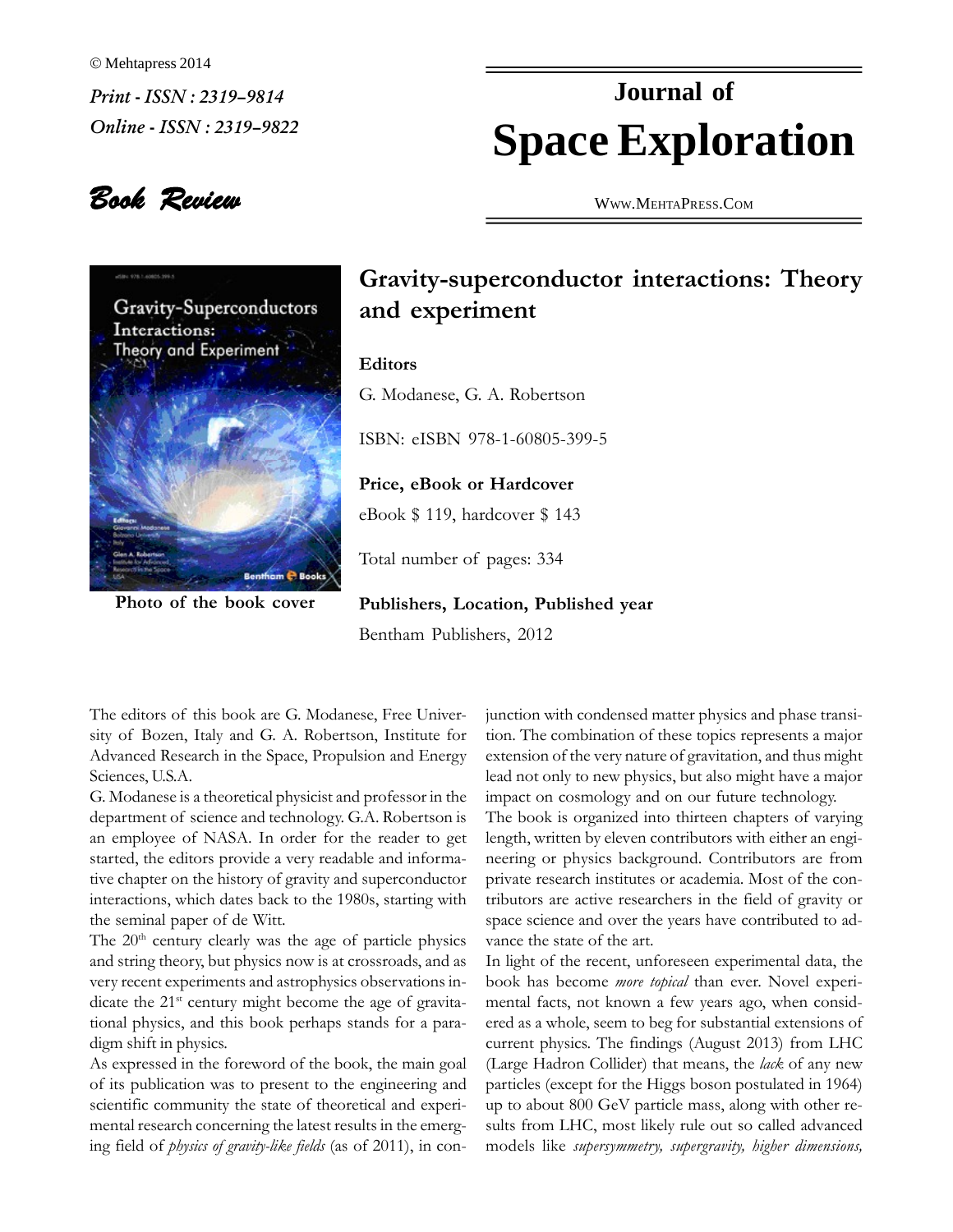© Mehtapress 2014

*Print - ISSN : 2319–9814*

*Online - ISSN : 2319–9822*

# Journal of Space Exploration

WWW.MEHTAPRESS.COM

***Book Review***

Photo of the book cover

## Gravity-superconductor interactions: Theory and experiment

**Editors**

G. Modanese, G. A. Robertson

ISBN: eISBN 978-1-60805-399-5

**Price, eBook or Hardcover**

eBook $ 119, hardcover $ 143

Total number of pages: 334

**Publishers, Location, Published year**

Bentham Publishers, 2012

The editors of this book are G. Modanese, Free University of Bozen, Italy and G. A. Robertson, Institute for Advanced Research in the Space, Propulsion and Energy Sciences, U.S.A.

G. Modanese is a theoretical physicist and professor in the department of science and technology. G.A. Robertson is an employee of NASA. In order for the reader to get started, the editors provide a very readable and informative chapter on the history of gravity and superconductor interactions, which dates back to the 1980s, starting with the seminal paper of de Witt.

The 20th century clearly was the age of particle physics and string theory, but physics now is at crossroads, and as very recent experiments and astrophysics observations indicate the 21st century might become the age of gravitational physics, and this book perhaps stands for a paradigm shift in physics.

As expressed in the foreword of the book, the main goal of its publication was to present to the engineering and scientific community the state of theoretical and experimental research concerning the latest results in the emerging field of *physics of gravity-like fields* (as of 2011), in conjunction with condensed matter physics and phase transition. The combination of these topics represents a major extension of the very nature of gravitation, and thus might lead not only to new physics, but also might have a major impact on cosmology and on our future technology.

The book is organized into thirteen chapters of varying length, written by eleven contributors with either an engineering or physics background. Contributors are from private research institutes or academia. Most of the contributors are active researchers in the field of gravity or space science and over the years have contributed to advance the state of the art.

In light of the recent, unforeseen experimental data, the book has become *more topical* than ever. Novel experimental facts, not known a few years ago, when considered as a whole, seem to beg for substantial extensions of current physics. The findings (August 2013) from LHC (Large Hadron Collider) that means, the *lack* of any new particles (except for the Higgs boson postulated in 1964) up to about 800 GeV particle mass, along with other results from LHC, most likely rule out so called advanced models like *supersymmetry, supergravity, higher dimensions,*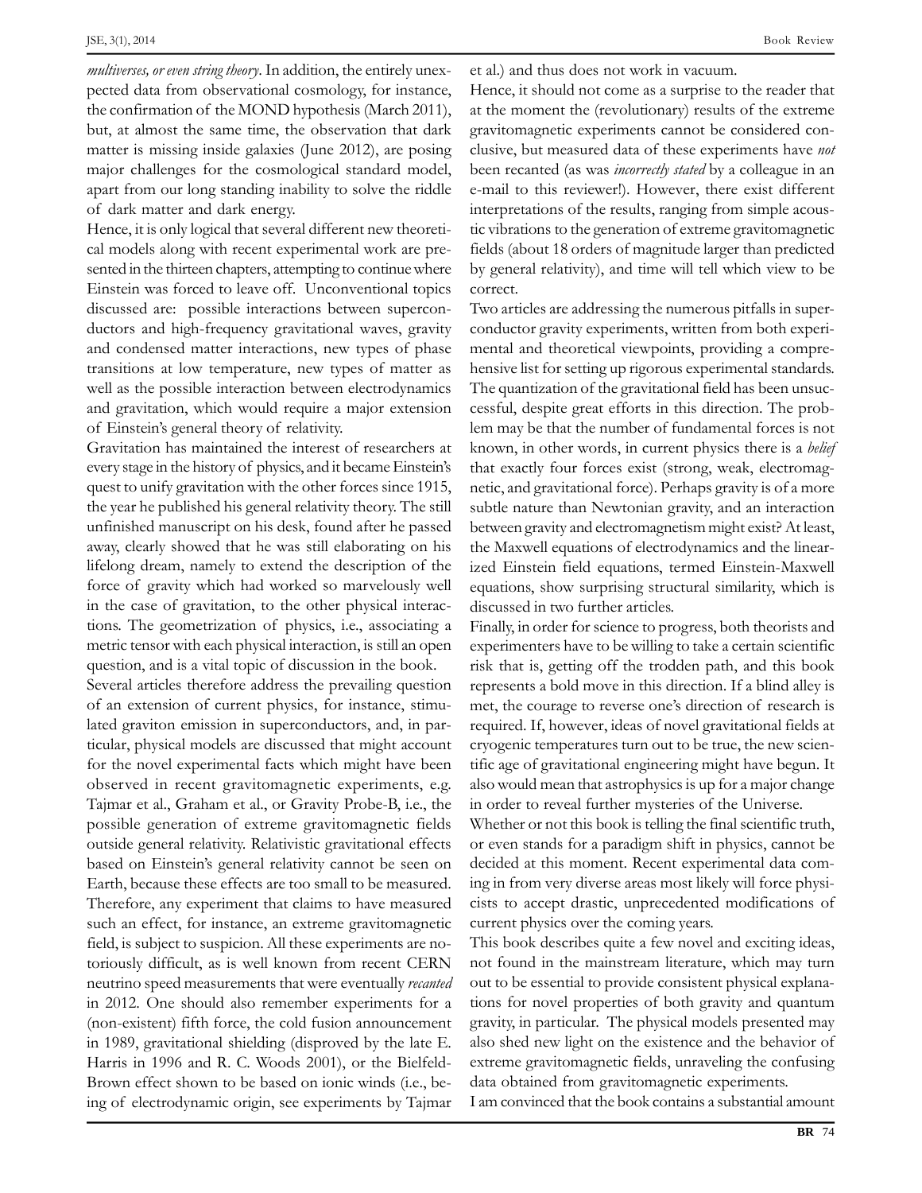*multiverses, or even string theory*. In addition, the entirely unexpected data from observational cosmology, for instance, the confirmation of the MOND hypothesis (March 2011), but, at almost the same time, the observation that dark matter is missing inside galaxies (June 2012), are posing major challenges for the cosmological standard model, apart from our long standing inability to solve the riddle of dark matter and dark energy.

Hence, it is only logical that several different new theoretical models along with recent experimental work are presented in the thirteen chapters, attempting to continue where Einstein was forced to leave off. Unconventional topics discussed are: possible interactions between superconductors and high-frequency gravitational waves, gravity and condensed matter interactions, new types of phase transitions at low temperature, new types of matter as well as the possible interaction between electrodynamics and gravitation, which would require a major extension of Einstein's general theory of relativity.

Gravitation has maintained the interest of researchers at every stage in the history of physics, and it became Einstein's quest to unify gravitation with the other forces since 1915, the year he published his general relativity theory. The still unfinished manuscript on his desk, found after he passed away, clearly showed that he was still elaborating on his lifelong dream, namely to extend the description of the force of gravity which had worked so marvelously well in the case of gravitation, to the other physical interactions. The geometrization of physics, i.e., associating a metric tensor with each physical interaction, is still an open question, and is a vital topic of discussion in the book.

Several articles therefore address the prevailing question of an extension of current physics, for instance, stimulated graviton emission in superconductors, and, in particular, physical models are discussed that might account for the novel experimental facts which might have been observed in recent gravitomagnetic experiments, e.g. Tajmar et al., Graham et al., or Gravity Probe-B, i.e., the possible generation of extreme gravitomagnetic fields outside general relativity. Relativistic gravitational effects based on Einstein's general relativity cannot be seen on Earth, because these effects are too small to be measured. Therefore, any experiment that claims to have measured such an effect, for instance, an extreme gravitomagnetic field, is subject to suspicion. All these experiments are notoriously difficult, as is well known from recent CERN neutrino speed measurements that were eventually *recanted* in 2012. One should also remember experiments for a (non-existent) fifth force, the cold fusion announcement in 1989, gravitational shielding (disproved by the late E. Harris in 1996 and R. C. Woods 2001), or the Bielfeld-Brown effect shown to be based on ionic winds (i.e., being of electrodynamic origin, see experiments by Tajmar et al.) and thus does not work in vacuum.

Hence, it should not come as a surprise to the reader that at the moment the (revolutionary) results of the extreme gravitomagnetic experiments cannot be considered conclusive, but measured data of these experiments have *not* been recanted (as was *incorrectly stated* by a colleague in an e-mail to this reviewer!). However, there exist different interpretations of the results, ranging from simple acoustic vibrations to the generation of extreme gravitomagnetic fields (about 18 orders of magnitude larger than predicted by general relativity), and time will tell which view to be correct.

Two articles are addressing the numerous pitfalls in superconductor gravity experiments, written from both experimental and theoretical viewpoints, providing a comprehensive list for setting up rigorous experimental standards. The quantization of the gravitational field has been unsuccessful, despite great efforts in this direction. The problem may be that the number of fundamental forces is not known, in other words, in current physics there is a *belief* that exactly four forces exist (strong, weak, electromagnetic, and gravitational force). Perhaps gravity is of a more subtle nature than Newtonian gravity, and an interaction between gravity and electromagnetism might exist? At least, the Maxwell equations of electrodynamics and the linearized Einstein field equations, termed Einstein-Maxwell equations, show surprising structural similarity, which is discussed in two further articles.

Finally, in order for science to progress, both theorists and experimenters have to be willing to take a certain scientific risk that is, getting off the trodden path, and this book represents a bold move in this direction. If a blind alley is met, the courage to reverse one's direction of research is required. If, however, ideas of novel gravitational fields at cryogenic temperatures turn out to be true, the new scientific age of gravitational engineering might have begun. It also would mean that astrophysics is up for a major change in order to reveal further mysteries of the Universe.

Whether or not this book is telling the final scientific truth, or even stands for a paradigm shift in physics, cannot be decided at this moment. Recent experimental data coming in from very diverse areas most likely will force physicists to accept drastic, unprecedented modifications of current physics over the coming years.

This book describes quite a few novel and exciting ideas, not found in the mainstream literature, which may turn out to be essential to provide consistent physical explanations for novel properties of both gravity and quantum gravity, in particular. The physical models presented may also shed new light on the existence and the behavior of extreme gravitomagnetic fields, unraveling the confusing data obtained from gravitomagnetic experiments.

I am convinced that the book contains a substantial amount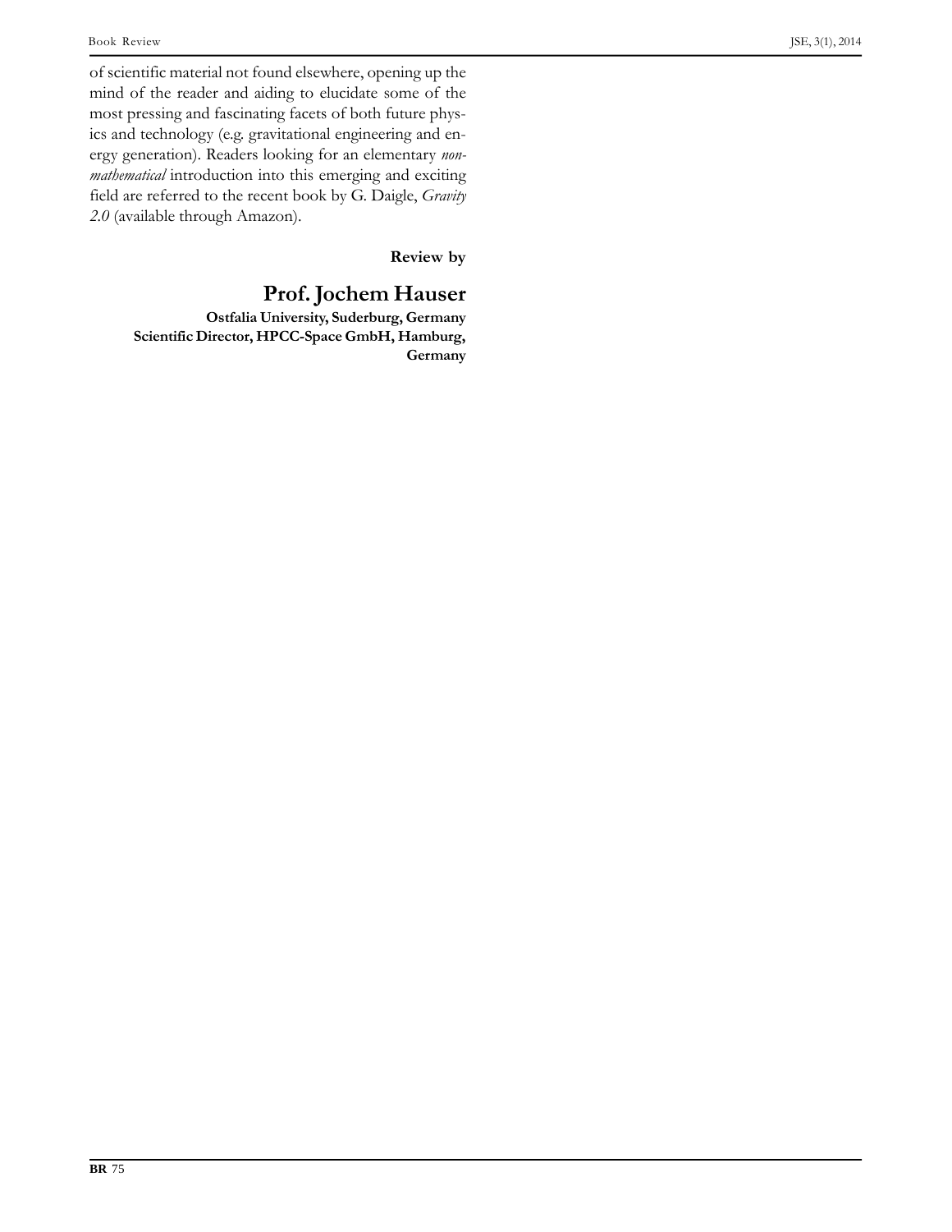of scientific material not found elsewhere, opening up the mind of the reader and aiding to elucidate some of the most pressing and fascinating facets of both future physics and technology (e.g. gravitational engineering and energy generation). Readers looking for an elementary *non-mathematical* introduction into this emerging and exciting field are referred to the recent book by G. Daigle, *Gravity 2.0* (available through Amazon).

**Review by**

## Prof. Jochem Hauser

**Ostfalia University, Suderburg, Germany**
**Scientific Director, HPCC-Space GmbH, Hamburg, Germany**